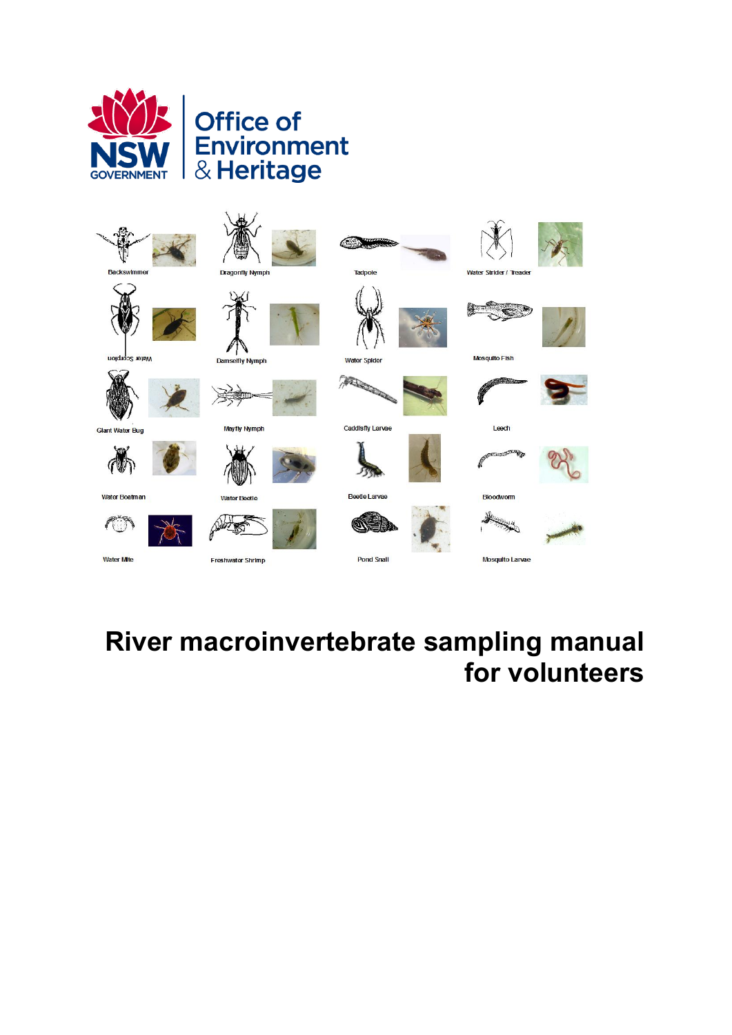NSW GOVERNMENT | Office of Environment & Heritage

Backswimmer

Dragonfly Nymph

Tadpole

Water Strider / Treader

Water Scorpion

Damselfly Nymph

Water Spider

Mosquito Fish

Giant Water Bug

Mayfly Nymph

Caddisfly Larvae

Leech

Water Boatman

Water Beetle

Beetle Larvae

Bloodworm

Water Mite

Freshwater Shrimp

Pond Snail

Mosquito Larvae

# River macroinvertebrate sampling manual for volunteers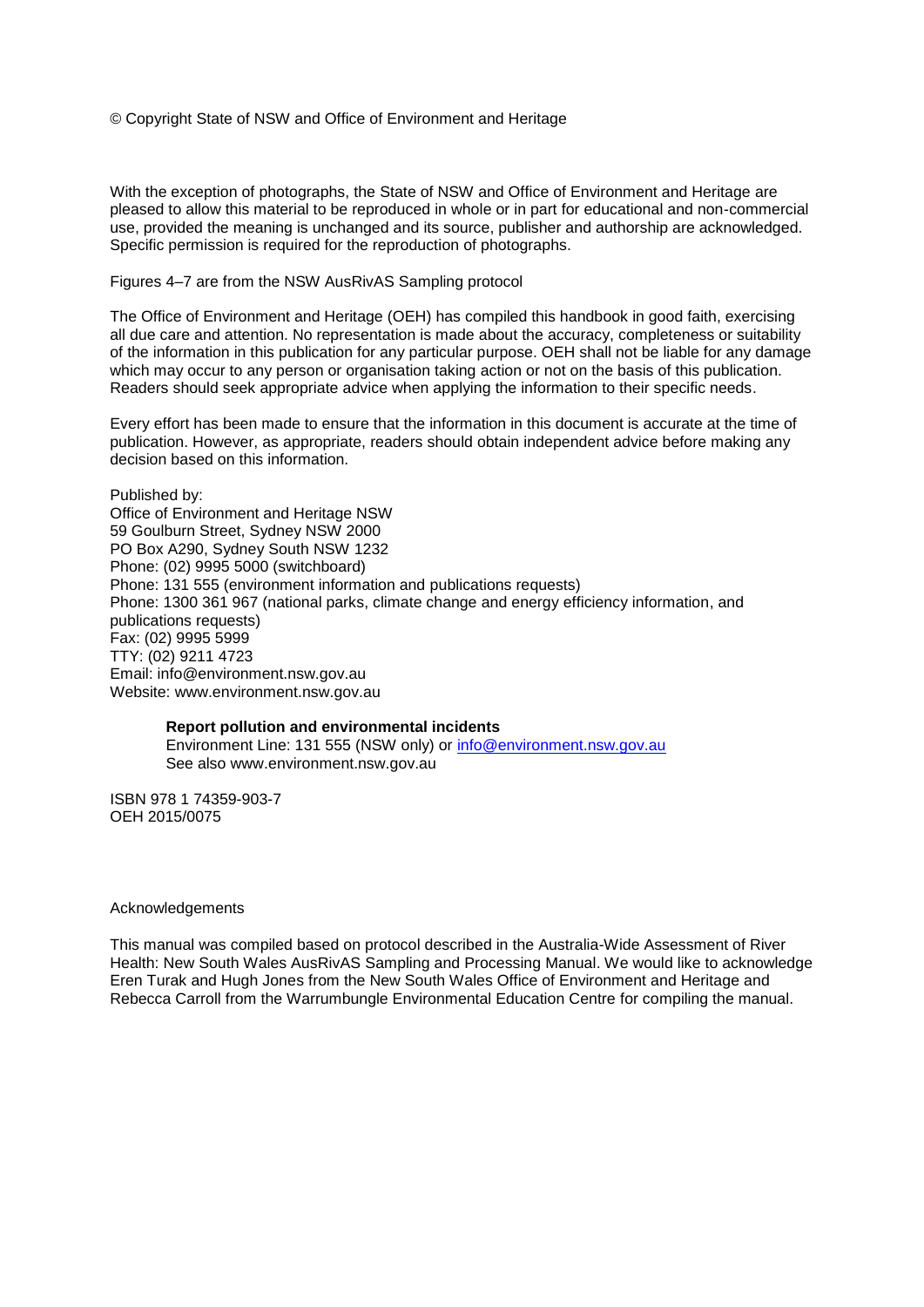© Copyright State of NSW and Office of Environment and Heritage

With the exception of photographs, the State of NSW and Office of Environment and Heritage are pleased to allow this material to be reproduced in whole or in part for educational and non-commercial use, provided the meaning is unchanged and its source, publisher and authorship are acknowledged. Specific permission is required for the reproduction of photographs.

Figures 4–7 are from the NSW AusRivAS Sampling protocol

The Office of Environment and Heritage (OEH) has compiled this handbook in good faith, exercising all due care and attention. No representation is made about the accuracy, completeness or suitability of the information in this publication for any particular purpose. OEH shall not be liable for any damage which may occur to any person or organisation taking action or not on the basis of this publication. Readers should seek appropriate advice when applying the information to their specific needs.

Every effort has been made to ensure that the information in this document is accurate at the time of publication. However, as appropriate, readers should obtain independent advice before making any decision based on this information.

Published by:
Office of Environment and Heritage NSW
59 Goulburn Street, Sydney NSW 2000
PO Box A290, Sydney South NSW 1232
Phone: (02) 9995 5000 (switchboard)
Phone: 131 555 (environment information and publications requests)
Phone: 1300 361 967 (national parks, climate change and energy efficiency information, and publications requests)
Fax: (02) 9995 5999
TTY: (02) 9211 4723
Email: info@environment.nsw.gov.au
Website: www.environment.nsw.gov.au

**Report pollution and environmental incidents**
Environment Line: 131 555 (NSW only) or info@environment.nsw.gov.au
See also www.environment.nsw.gov.au

ISBN 978 1 74359-903-7
OEH 2015/0075

Acknowledgements

This manual was compiled based on protocol described in the Australia-Wide Assessment of River Health: New South Wales AusRivAS Sampling and Processing Manual. We would like to acknowledge Eren Turak and Hugh Jones from the New South Wales Office of Environment and Heritage and Rebecca Carroll from the Warrumbungle Environmental Education Centre for compiling the manual.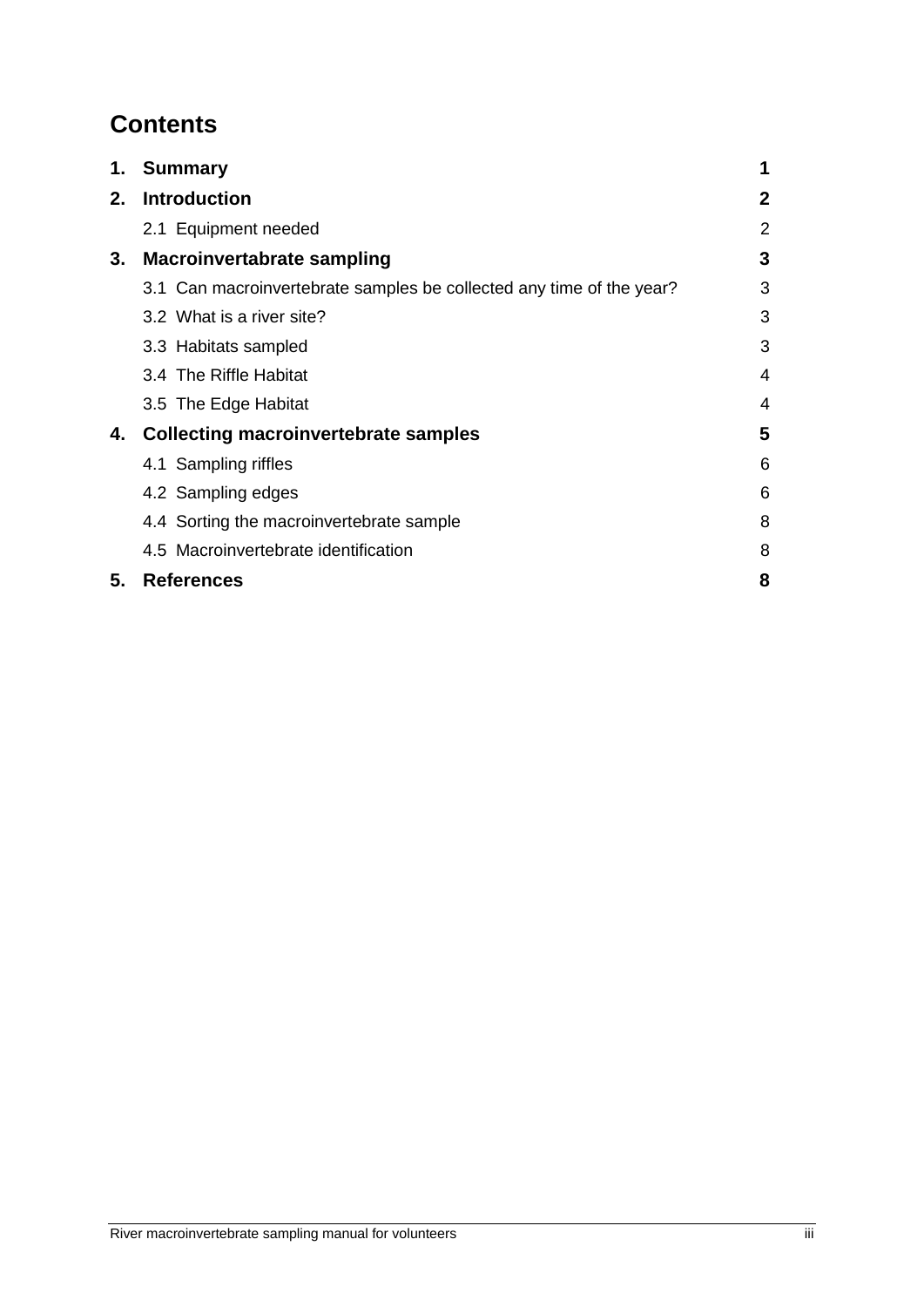# Contents

| | | |
|---|---|---|
| **1.** | **Summary** | **1** |
| **2.** | **Introduction** | **2** |
| | 2.1 Equipment needed | 2 |
| **3.** | **Macroinvertabrate sampling** | **3** |
| | 3.1 Can macroinvertebrate samples be collected any time of the year? | 3 |
| | 3.2 What is a river site? | 3 |
| | 3.3 Habitats sampled | 3 |
| | 3.4 The Riffle Habitat | 4 |
| | 3.5 The Edge Habitat | 4 |
| **4.** | **Collecting macroinvertebrate samples** | **5** |
| | 4.1 Sampling riffles | 6 |
| | 4.2 Sampling edges | 6 |
| | 4.4 Sorting the macroinvertebrate sample | 8 |
| | 4.5 Macroinvertebrate identification | 8 |
| **5.** | **References** | **8** |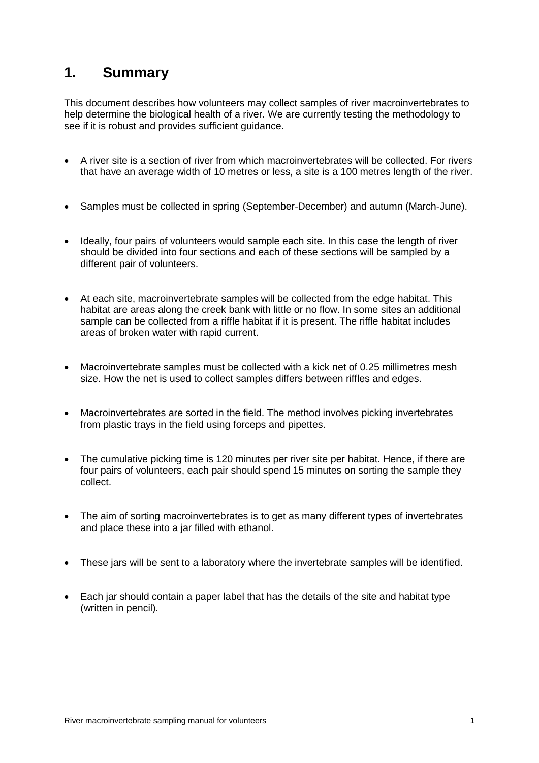# 1. Summary

This document describes how volunteers may collect samples of river macroinvertebrates to help determine the biological health of a river. We are currently testing the methodology to see if it is robust and provides sufficient guidance.

- A river site is a section of river from which macroinvertebrates will be collected. For rivers that have an average width of 10 metres or less, a site is a 100 metres length of the river.
- Samples must be collected in spring (September-December) and autumn (March-June).
- Ideally, four pairs of volunteers would sample each site. In this case the length of river should be divided into four sections and each of these sections will be sampled by a different pair of volunteers.
- At each site, macroinvertebrate samples will be collected from the edge habitat. This habitat are areas along the creek bank with little or no flow. In some sites an additional sample can be collected from a riffle habitat if it is present. The riffle habitat includes areas of broken water with rapid current.
- Macroinvertebrate samples must be collected with a kick net of 0.25 millimetres mesh size. How the net is used to collect samples differs between riffles and edges.
- Macroinvertebrates are sorted in the field. The method involves picking invertebrates from plastic trays in the field using forceps and pipettes.
- The cumulative picking time is 120 minutes per river site per habitat. Hence, if there are four pairs of volunteers, each pair should spend 15 minutes on sorting the sample they collect.
- The aim of sorting macroinvertebrates is to get as many different types of invertebrates and place these into a jar filled with ethanol.
- These jars will be sent to a laboratory where the invertebrate samples will be identified.
- Each jar should contain a paper label that has the details of the site and habitat type (written in pencil).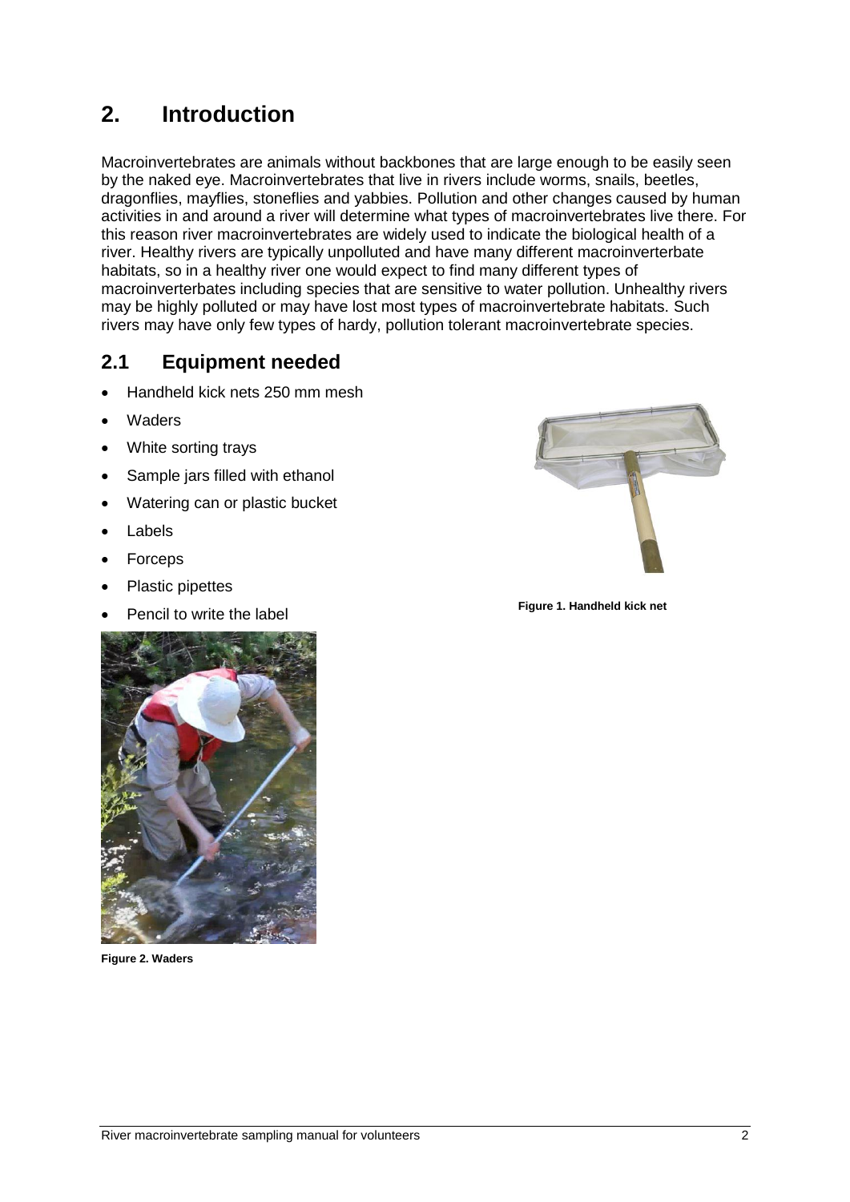# 2. Introduction

Macroinvertebrates are animals without backbones that are large enough to be easily seen by the naked eye. Macroinvertebrates that live in rivers include worms, snails, beetles, dragonflies, mayflies, stoneflies and yabbies. Pollution and other changes caused by human activities in and around a river will determine what types of macroinvertebrates live there. For this reason river macroinvertebrates are widely used to indicate the biological health of a river. Healthy rivers are typically unpolluted and have many different macroinverterbate habitats, so in a healthy river one would expect to find many different types of macroinverterbates including species that are sensitive to water pollution. Unhealthy rivers may be highly polluted or may have lost most types of macroinvertebrate habitats. Such rivers may have only few types of hardy, pollution tolerant macroinvertebrate species.

## 2.1 Equipment needed

- Handheld kick nets 250 mm mesh
- Waders
- White sorting trays
- Sample jars filled with ethanol
- Watering can or plastic bucket
- Labels
- Forceps
- Plastic pipettes
- Pencil to write the label

**Figure 1. Handheld kick net**

**Figure 2. Waders**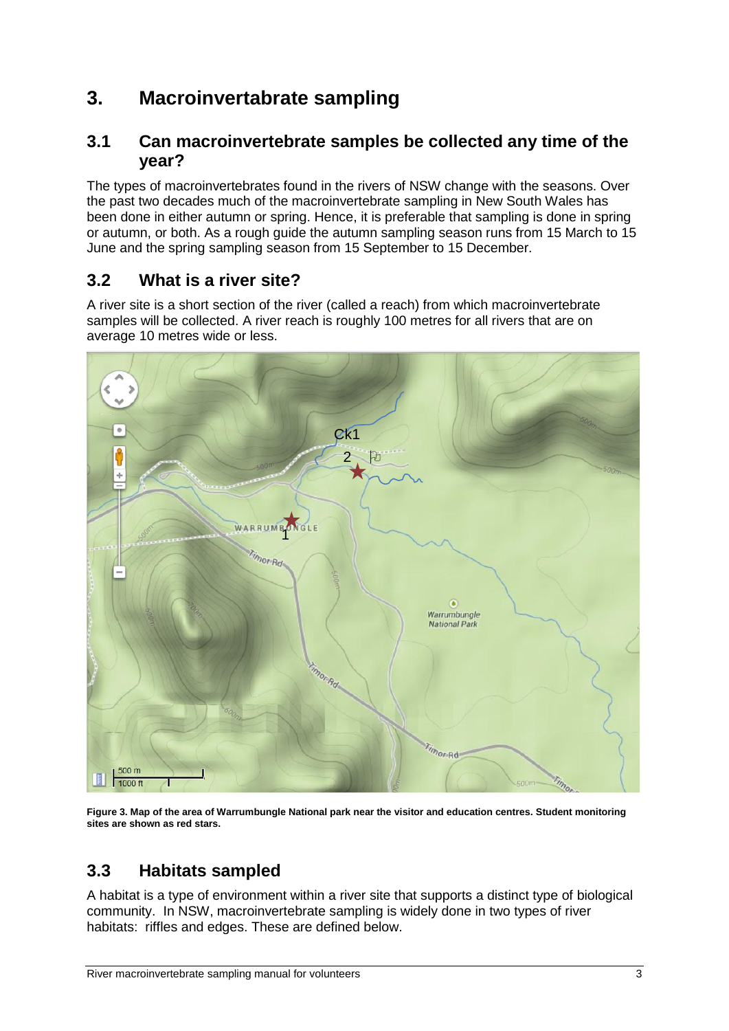# 3. Macroinvertabrate sampling

## 3.1 Can macroinvertebrate samples be collected any time of the year?

The types of macroinvertebrates found in the rivers of NSW change with the seasons. Over the past two decades much of the macroinvertebrate sampling in New South Wales has been done in either autumn or spring. Hence, it is preferable that sampling is done in spring or autumn, or both. As a rough guide the autumn sampling season runs from 15 March to 15 June and the spring sampling season from 15 September to 15 December.

## 3.2 What is a river site?

A river site is a short section of the river (called a reach) from which macroinvertebrate samples will be collected. A river reach is roughly 100 metres for all rivers that are on average 10 metres wide or less.

**Figure 3. Map of the area of Warrumbungle National park near the visitor and education centres. Student monitoring sites are shown as red stars.**

## 3.3 Habitats sampled

A habitat is a type of environment within a river site that supports a distinct type of biological community. In NSW, macroinvertebrate sampling is widely done in two types of river habitats: riffles and edges. These are defined below.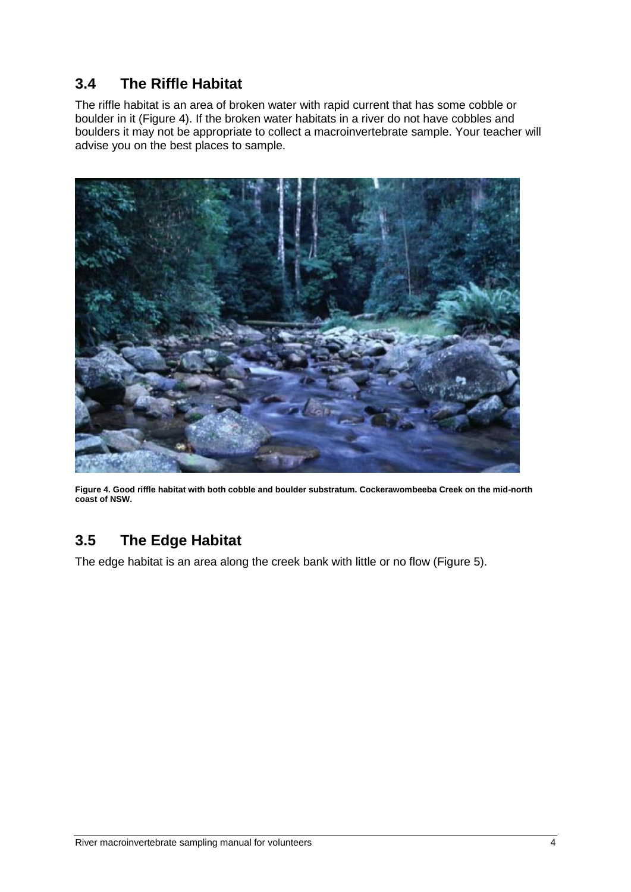## 3.4 The Riffle Habitat

The riffle habitat is an area of broken water with rapid current that has some cobble or boulder in it (Figure 4). If the broken water habitats in a river do not have cobbles and boulders it may not be appropriate to collect a macroinvertebrate sample. Your teacher will advise you on the best places to sample.

**Figure 4. Good riffle habitat with both cobble and boulder substratum. Cockerawombeeba Creek on the mid-north coast of NSW.**

## 3.5 The Edge Habitat

The edge habitat is an area along the creek bank with little or no flow (Figure 5).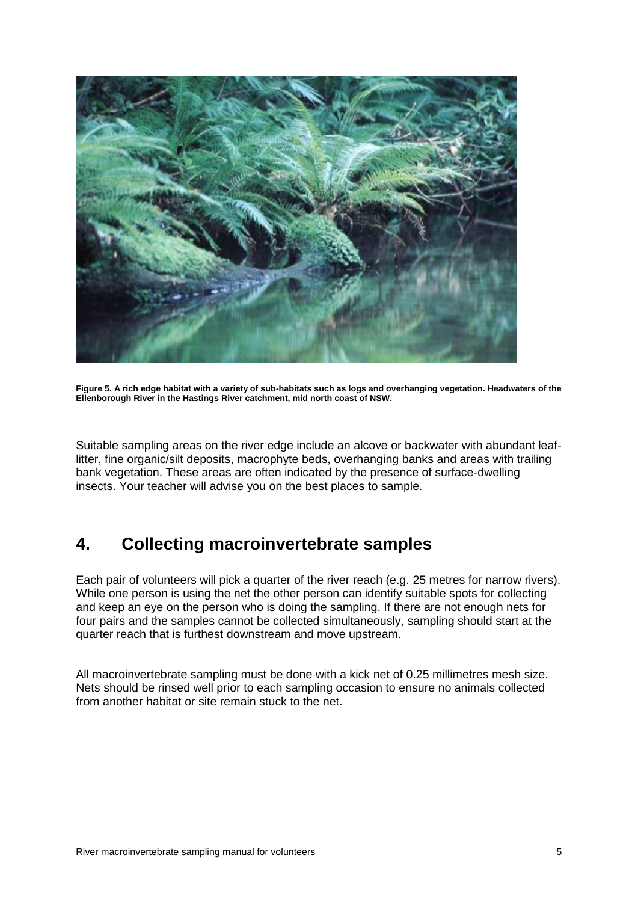**Figure 5. A rich edge habitat with a variety of sub-habitats such as logs and overhanging vegetation. Headwaters of the Ellenborough River in the Hastings River catchment, mid north coast of NSW.**

Suitable sampling areas on the river edge include an alcove or backwater with abundant leaf-litter, fine organic/silt deposits, macrophyte beds, overhanging banks and areas with trailing bank vegetation. These areas are often indicated by the presence of surface-dwelling insects. Your teacher will advise you on the best places to sample.

## 4. Collecting macroinvertebrate samples

Each pair of volunteers will pick a quarter of the river reach (e.g. 25 metres for narrow rivers). While one person is using the net the other person can identify suitable spots for collecting and keep an eye on the person who is doing the sampling. If there are not enough nets for four pairs and the samples cannot be collected simultaneously, sampling should start at the quarter reach that is furthest downstream and move upstream.

All macroinvertebrate sampling must be done with a kick net of 0.25 millimetres mesh size. Nets should be rinsed well prior to each sampling occasion to ensure no animals collected from another habitat or site remain stuck to the net.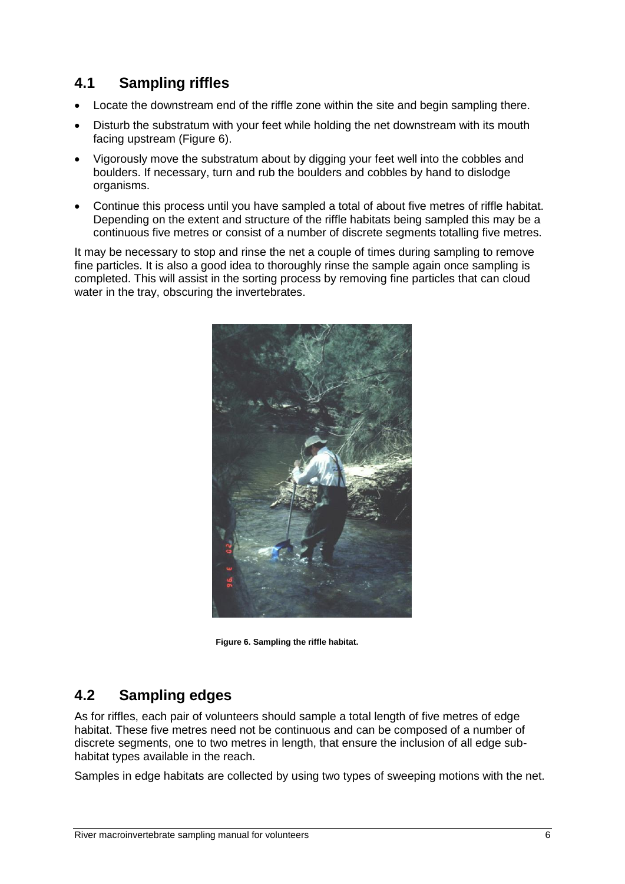## 4.1 Sampling riffles

- Locate the downstream end of the riffle zone within the site and begin sampling there.
- Disturb the substratum with your feet while holding the net downstream with its mouth facing upstream (Figure 6).
- Vigorously move the substratum about by digging your feet well into the cobbles and boulders. If necessary, turn and rub the boulders and cobbles by hand to dislodge organisms.
- Continue this process until you have sampled a total of about five metres of riffle habitat. Depending on the extent and structure of the riffle habitats being sampled this may be a continuous five metres or consist of a number of discrete segments totalling five metres.

It may be necessary to stop and rinse the net a couple of times during sampling to remove fine particles. It is also a good idea to thoroughly rinse the sample again once sampling is completed. This will assist in the sorting process by removing fine particles that can cloud water in the tray, obscuring the invertebrates.

**Figure 6. Sampling the riffle habitat.**

## 4.2 Sampling edges

As for riffles, each pair of volunteers should sample a total length of five metres of edge habitat. These five metres need not be continuous and can be composed of a number of discrete segments, one to two metres in length, that ensure the inclusion of all edge sub-habitat types available in the reach.

Samples in edge habitats are collected by using two types of sweeping motions with the net.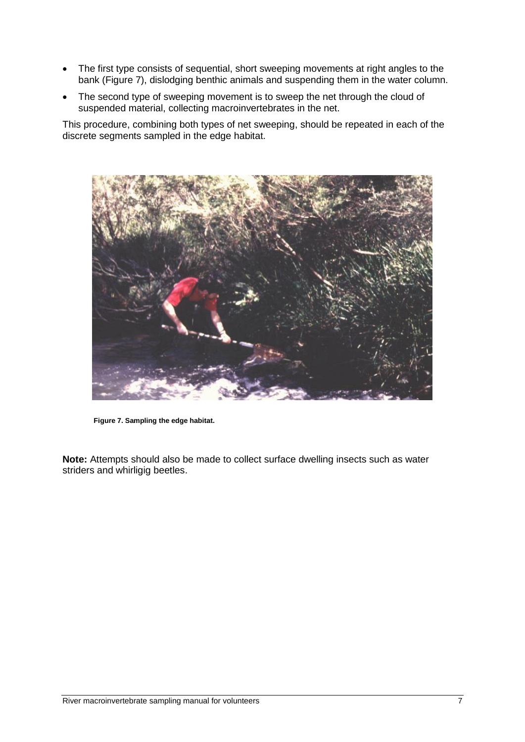- The first type consists of sequential, short sweeping movements at right angles to the bank (Figure 7), dislodging benthic animals and suspending them in the water column.
- The second type of sweeping movement is to sweep the net through the cloud of suspended material, collecting macroinvertebrates in the net.

This procedure, combining both types of net sweeping, should be repeated in each of the discrete segments sampled in the edge habitat.

**Figure 7. Sampling the edge habitat.**

**Note:** Attempts should also be made to collect surface dwelling insects such as water striders and whirligig beetles.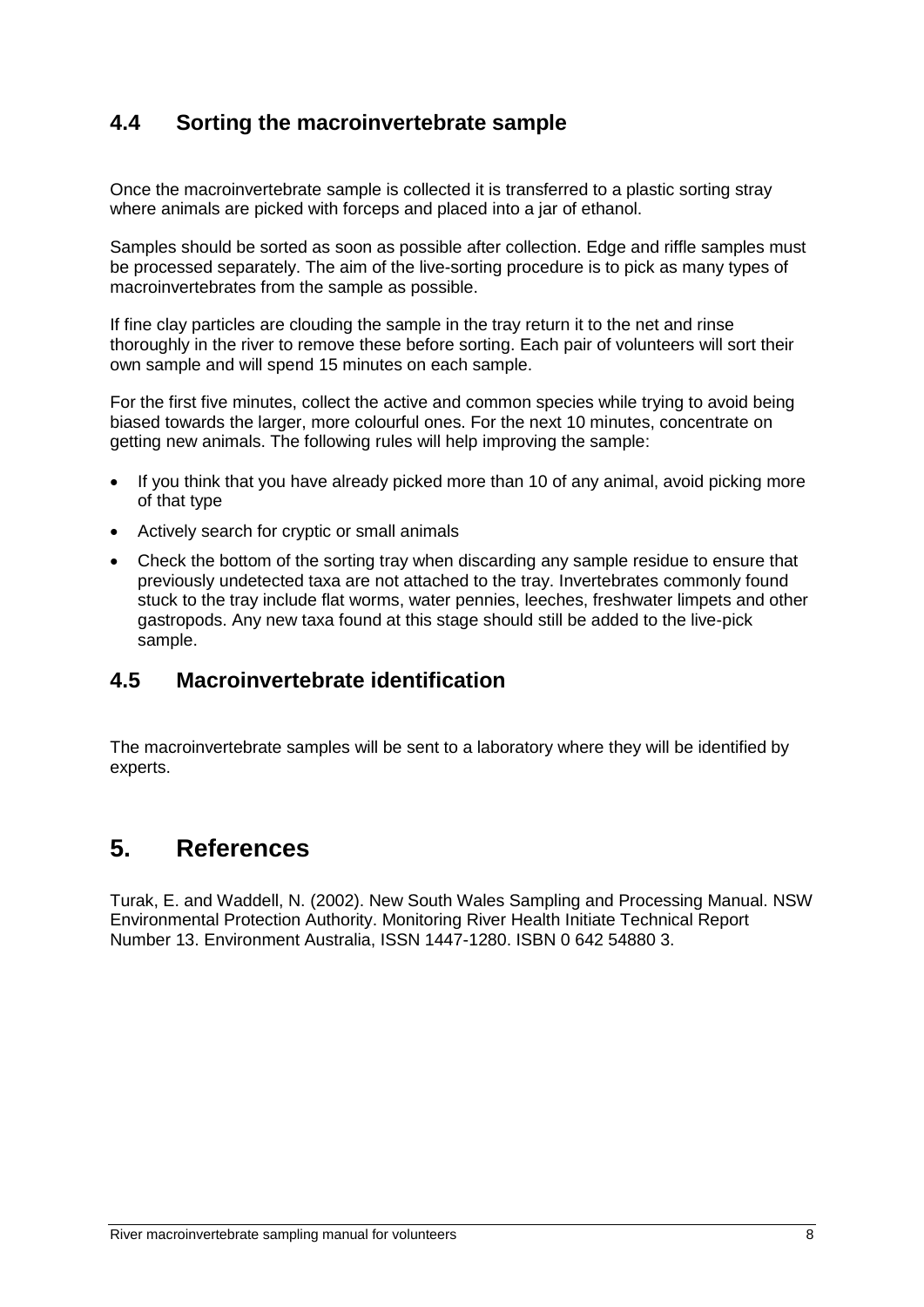## 4.4 Sorting the macroinvertebrate sample

Once the macroinvertebrate sample is collected it is transferred to a plastic sorting stray where animals are picked with forceps and placed into a jar of ethanol.

Samples should be sorted as soon as possible after collection. Edge and riffle samples must be processed separately. The aim of the live-sorting procedure is to pick as many types of macroinvertebrates from the sample as possible.

If fine clay particles are clouding the sample in the tray return it to the net and rinse thoroughly in the river to remove these before sorting. Each pair of volunteers will sort their own sample and will spend 15 minutes on each sample.

For the first five minutes, collect the active and common species while trying to avoid being biased towards the larger, more colourful ones. For the next 10 minutes, concentrate on getting new animals. The following rules will help improving the sample:

- If you think that you have already picked more than 10 of any animal, avoid picking more of that type
- Actively search for cryptic or small animals
- Check the bottom of the sorting tray when discarding any sample residue to ensure that previously undetected taxa are not attached to the tray. Invertebrates commonly found stuck to the tray include flat worms, water pennies, leeches, freshwater limpets and other gastropods. Any new taxa found at this stage should still be added to the live-pick sample.

## 4.5 Macroinvertebrate identification

The macroinvertebrate samples will be sent to a laboratory where they will be identified by experts.

# 5. References

Turak, E. and Waddell, N. (2002). New South Wales Sampling and Processing Manual. NSW Environmental Protection Authority. Monitoring River Health Initiate Technical Report Number 13. Environment Australia, ISSN 1447-1280. ISBN 0 642 54880 3.